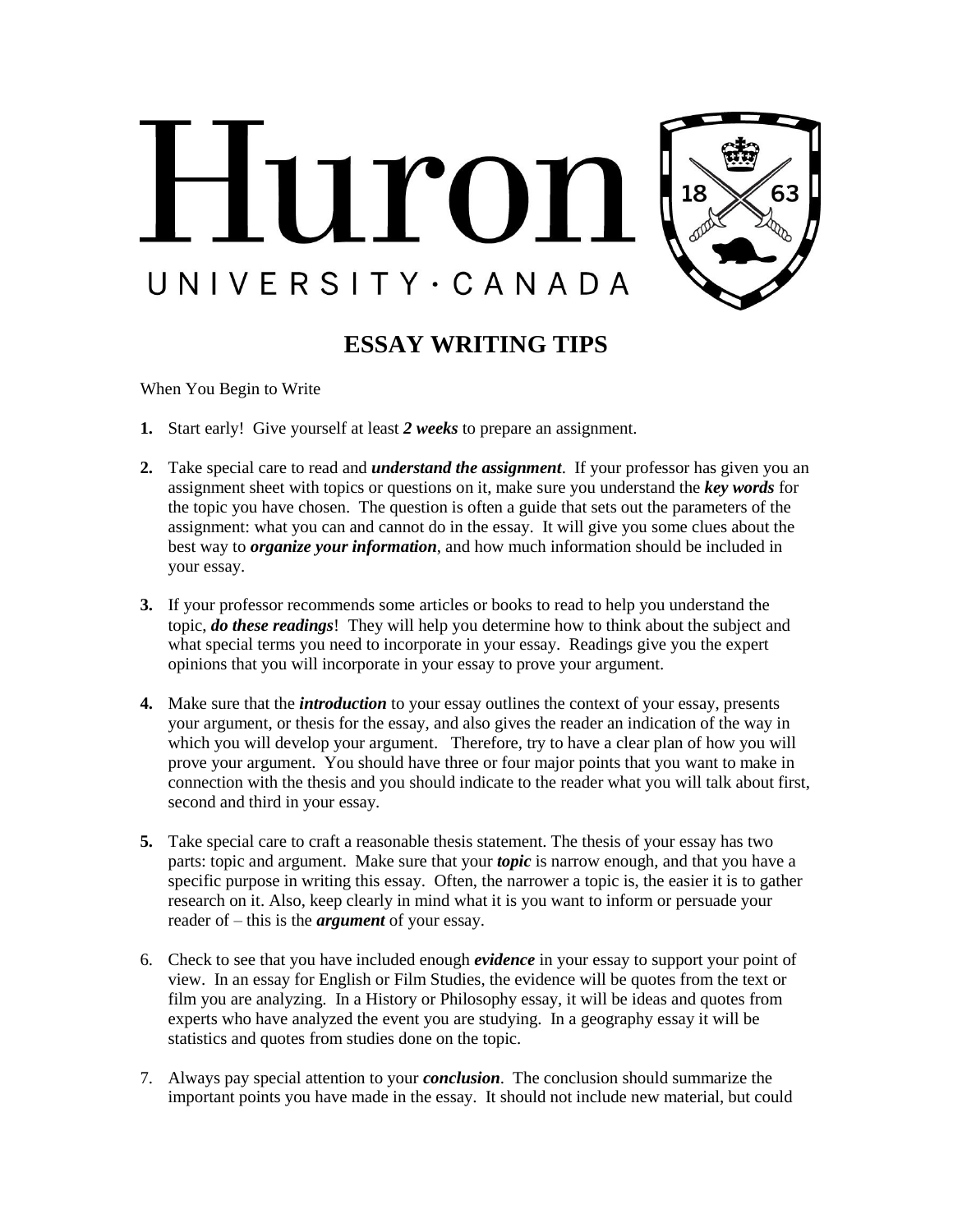# Huron

UNIVERSITY · CANADA

## ESSAY WRITING TIPS

When You Begin to Write

**1.** Start early! Give yourself at least ***2 weeks*** to prepare an assignment.

**2.** Take special care to read and ***understand the assignment***. If your professor has given you an assignment sheet with topics or questions on it, make sure you understand the ***key words*** for the topic you have chosen. The question is often a guide that sets out the parameters of the assignment: what you can and cannot do in the essay. It will give you some clues about the best way to ***organize your information***, and how much information should be included in your essay.

**3.** If your professor recommends some articles or books to read to help you understand the topic, ***do these readings***! They will help you determine how to think about the subject and what special terms you need to incorporate in your essay. Readings give you the expert opinions that you will incorporate in your essay to prove your argument.

**4.** Make sure that the ***introduction*** to your essay outlines the context of your essay, presents your argument, or thesis for the essay, and also gives the reader an indication of the way in which you will develop your argument. Therefore, try to have a clear plan of how you will prove your argument. You should have three or four major points that you want to make in connection with the thesis and you should indicate to the reader what you will talk about first, second and third in your essay.

**5.** Take special care to craft a reasonable thesis statement. The thesis of your essay has two parts: topic and argument. Make sure that your ***topic*** is narrow enough, and that you have a specific purpose in writing this essay. Often, the narrower a topic is, the easier it is to gather research on it. Also, keep clearly in mind what it is you want to inform or persuade your reader of – this is the ***argument*** of your essay.

6. Check to see that you have included enough ***evidence*** in your essay to support your point of view. In an essay for English or Film Studies, the evidence will be quotes from the text or film you are analyzing. In a History or Philosophy essay, it will be ideas and quotes from experts who have analyzed the event you are studying. In a geography essay it will be statistics and quotes from studies done on the topic.

7. Always pay special attention to your ***conclusion***. The conclusion should summarize the important points you have made in the essay. It should not include new material, but could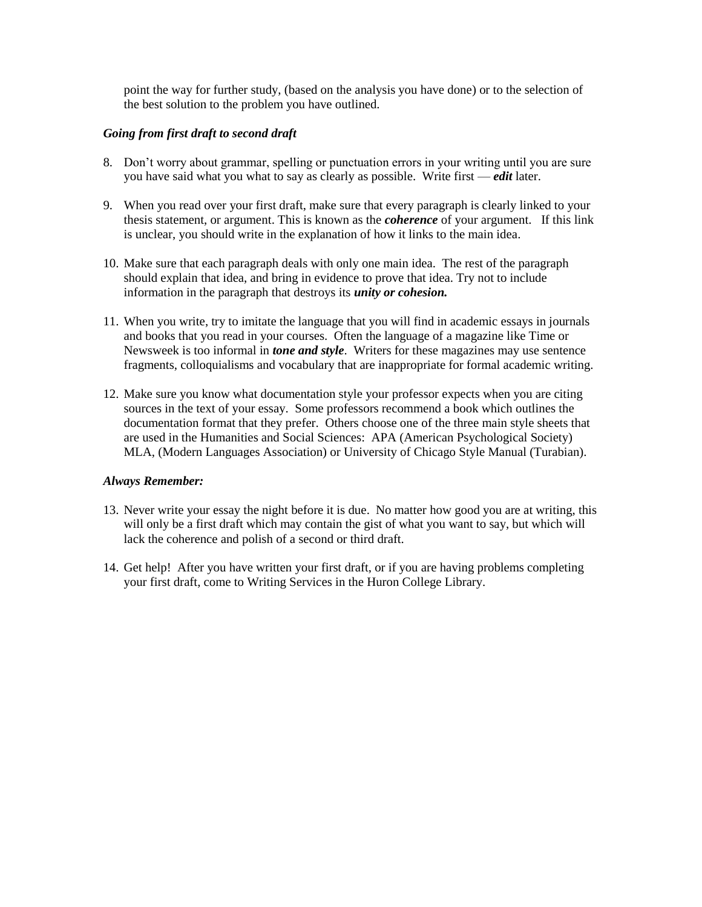point the way for further study, (based on the analysis you have done) or to the selection of the best solution to the problem you have outlined.

***Going from first draft to second draft***

8. Don't worry about grammar, spelling or punctuation errors in your writing until you are sure you have said what you what to say as clearly as possible. Write first — ***edit*** later.

9. When you read over your first draft, make sure that every paragraph is clearly linked to your thesis statement, or argument. This is known as the ***coherence*** of your argument. If this link is unclear, you should write in the explanation of how it links to the main idea.

10. Make sure that each paragraph deals with only one main idea. The rest of the paragraph should explain that idea, and bring in evidence to prove that idea. Try not to include information in the paragraph that destroys its ***unity or cohesion.***

11. When you write, try to imitate the language that you will find in academic essays in journals and books that you read in your courses. Often the language of a magazine like Time or Newsweek is too informal in ***tone and style***. Writers for these magazines may use sentence fragments, colloquialisms and vocabulary that are inappropriate for formal academic writing.

12. Make sure you know what documentation style your professor expects when you are citing sources in the text of your essay. Some professors recommend a book which outlines the documentation format that they prefer. Others choose one of the three main style sheets that are used in the Humanities and Social Sciences: APA (American Psychological Society) MLA, (Modern Languages Association) or University of Chicago Style Manual (Turabian).

***Always Remember:***

13. Never write your essay the night before it is due. No matter how good you are at writing, this will only be a first draft which may contain the gist of what you want to say, but which will lack the coherence and polish of a second or third draft.

14. Get help! After you have written your first draft, or if you are having problems completing your first draft, come to Writing Services in the Huron College Library.